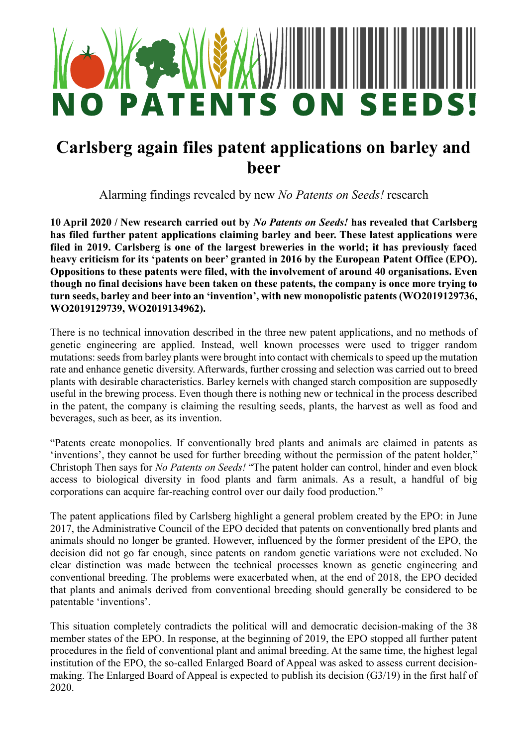# NO PATENTS ON SEEDS!

## Carlsberg again files patent applications on barley and beer

Alarming findings revealed by new *No Patents on Seeds!* research

**10 April 2020 / New research carried out by *No Patents on Seeds!* has revealed that Carlsberg has filed further patent applications claiming barley and beer. These latest applications were filed in 2019. Carlsberg is one of the largest breweries in the world; it has previously faced heavy criticism for its 'patents on beer' granted in 2016 by the European Patent Office (EPO). Oppositions to these patents were filed, with the involvement of around 40 organisations. Even though no final decisions have been taken on these patents, the company is once more trying to turn seeds, barley and beer into an 'invention', with new monopolistic patents (WO2019129736, WO2019129739, WO2019134962).**

There is no technical innovation described in the three new patent applications, and no methods of genetic engineering are applied. Instead, well known processes were used to trigger random mutations: seeds from barley plants were brought into contact with chemicals to speed up the mutation rate and enhance genetic diversity. Afterwards, further crossing and selection was carried out to breed plants with desirable characteristics. Barley kernels with changed starch composition are supposedly useful in the brewing process. Even though there is nothing new or technical in the process described in the patent, the company is claiming the resulting seeds, plants, the harvest as well as food and beverages, such as beer, as its invention.

"Patents create monopolies. If conventionally bred plants and animals are claimed in patents as 'inventions', they cannot be used for further breeding without the permission of the patent holder," Christoph Then says for *No Patents on Seeds!* "The patent holder can control, hinder and even block access to biological diversity in food plants and farm animals. As a result, a handful of big corporations can acquire far-reaching control over our daily food production."

The patent applications filed by Carlsberg highlight a general problem created by the EPO: in June 2017, the Administrative Council of the EPO decided that patents on conventionally bred plants and animals should no longer be granted. However, influenced by the former president of the EPO, the decision did not go far enough, since patents on random genetic variations were not excluded. No clear distinction was made between the technical processes known as genetic engineering and conventional breeding. The problems were exacerbated when, at the end of 2018, the EPO decided that plants and animals derived from conventional breeding should generally be considered to be patentable 'inventions'.

This situation completely contradicts the political will and democratic decision-making of the 38 member states of the EPO. In response, at the beginning of 2019, the EPO stopped all further patent procedures in the field of conventional plant and animal breeding. At the same time, the highest legal institution of the EPO, the so-called Enlarged Board of Appeal was asked to assess current decision-making. The Enlarged Board of Appeal is expected to publish its decision (G3/19) in the first half of 2020.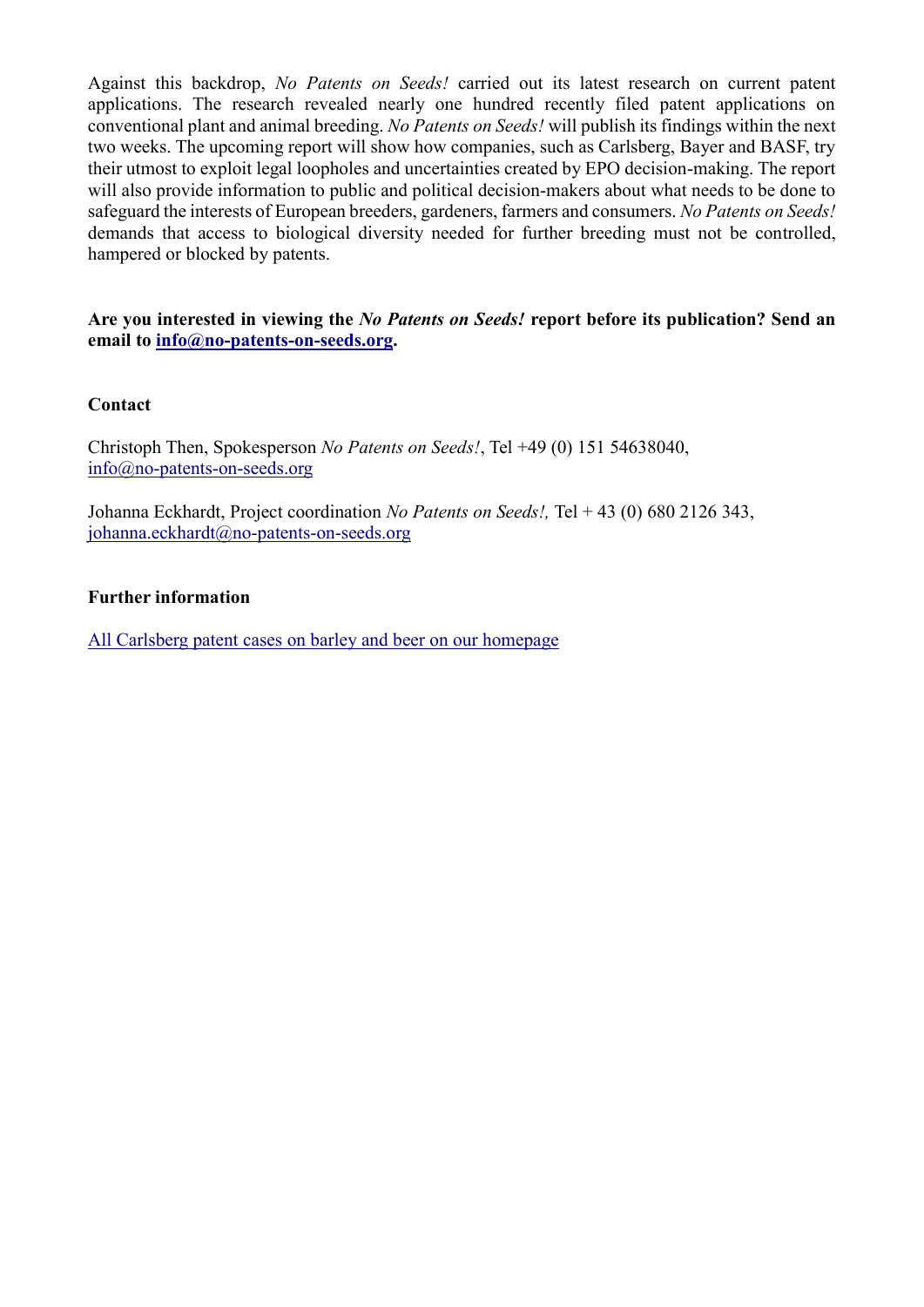Against this backdrop, *No Patents on Seeds!* carried out its latest research on current patent applications. The research revealed nearly one hundred recently filed patent applications on conventional plant and animal breeding. *No Patents on Seeds!* will publish its findings within the next two weeks. The upcoming report will show how companies, such as Carlsberg, Bayer and BASF, try their utmost to exploit legal loopholes and uncertainties created by EPO decision-making. The report will also provide information to public and political decision-makers about what needs to be done to safeguard the interests of European breeders, gardeners, farmers and consumers. *No Patents on Seeds!* demands that access to biological diversity needed for further breeding must not be controlled, hampered or blocked by patents.

**Are you interested in viewing the *No Patents on Seeds!* report before its publication? Send an email to [info@no-patents-on-seeds.org](mailto:info@no-patents-on-seeds.org).**

**Contact**

Christoph Then, Spokesperson *No Patents on Seeds!*, Tel +49 (0) 151 54638040, [info@no-patents-on-seeds.org](mailto:info@no-patents-on-seeds.org)

Johanna Eckhardt, Project coordination *No Patents on Seeds!,* Tel + 43 (0) 680 2126 343, [johanna.eckhardt@no-patents-on-seeds.org](mailto:johanna.eckhardt@no-patents-on-seeds.org)

**Further information**

All Carlsberg patent cases on barley and beer on our homepage